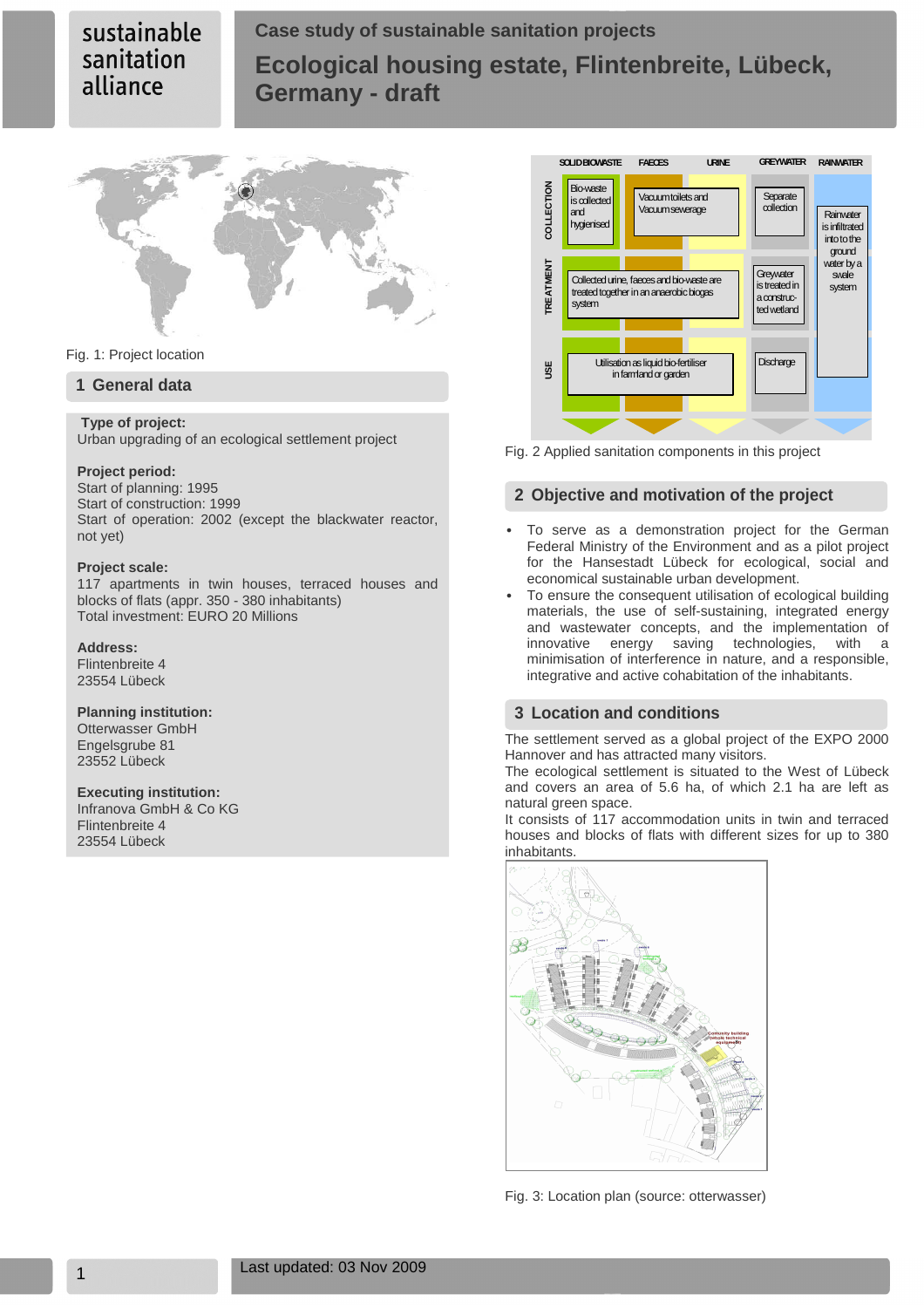sustainable sanitation alliance

# Case study of sustainable sanitation projects

# Ecological housing estate, Flintenbreite, Lübeck, Germany - draft

Fig. 1: Project location

## 1 General data

**Type of project:**
Urban upgrading of an ecological settlement project

**Project period:**
Start of planning: 1995
Start of construction: 1999
Start of operation: 2002 (except the blackwater reactor, not yet)

**Project scale:**
117 apartments in twin houses, terraced houses and blocks of flats (appr. 350 - 380 inhabitants)
Total investment: EURO 20 Millions

**Address:**
Flintenbreite 4
23554 Lübeck

**Planning institution:**
Otterwasser GmbH
Engelsgrube 81
23552 Lübeck

**Executing institution:**
Infranova GmbH & Co KG
Flintenbreite 4
23554 Lübeck

| | SOLID BIOWASTE | FAECES | URINE | GREYWATER | RAINWATER |
|---|---|---|---|---|---|
| COLLECTION | Bio-waste is collected and hygienised | Vacuum toilets and Vacuum sewerage | | Separate collection | Rainwater is infiltrated into to the ground water by a swale system |
| TREATMENT | Collected urine, faeces and bio-waste are treated together in an anaerobic biogas system | | | Greywater is treated in a constructed wetland | |
| USE | Utilisation as liquid bio-fertiliser in farmland or garden | | | Discharge | |

Fig. 2 Applied sanitation components in this project

## 2 Objective and motivation of the project

- To serve as a demonstration project for the German Federal Ministry of the Environment and as a pilot project for the Hansestadt Lübeck for ecological, social and economical sustainable urban development.
- To ensure the consequent utilisation of ecological building materials, the use of self-sustaining, integrated energy and wastewater concepts, and the implementation of innovative energy saving technologies, with a minimisation of interference in nature, and a responsible, integrative and active cohabitation of the inhabitants.

## 3 Location and conditions

The settlement served as a global project of the EXPO 2000 Hannover and has attracted many visitors.
The ecological settlement is situated to the West of Lübeck and covers an area of 5.6 ha, of which 2.1 ha are left as natural green space.
It consists of 117 accommodation units in twin and terraced houses and blocks of flats with different sizes for up to 380 inhabitants.

Fig. 3: Location plan (source: otterwasser)

Last updated: 03 Nov 2009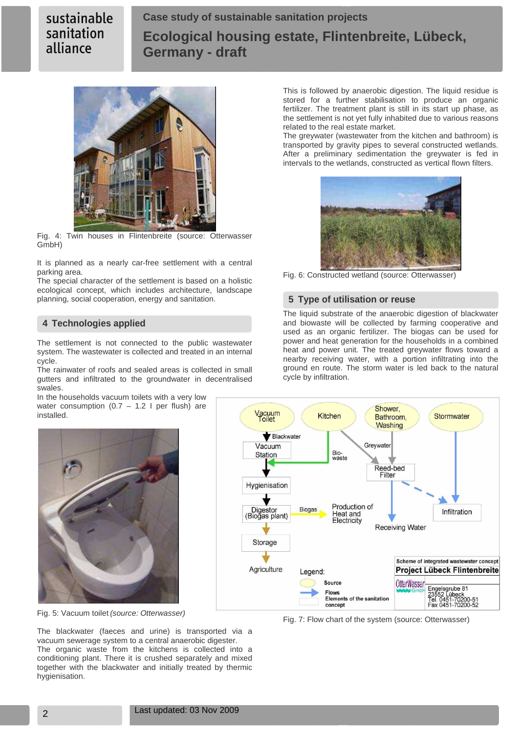Fig. 4: Twin houses in Flintenbreite (source: Otterwasser GmbH)

It is planned as a nearly car-free settlement with a central parking area.

The special character of the settlement is based on a holistic ecological concept, which includes architecture, landscape planning, social cooperation, energy and sanitation.

## 4 Technologies applied

The settlement is not connected to the public wastewater system. The wastewater is collected and treated in an internal cycle.

The rainwater of roofs and sealed areas is collected in small gutters and infiltrated to the groundwater in decentralised swales.

In the households vacuum toilets with a very low water consumption (0.7 – 1.2 l per flush) are installed.

Fig. 5: Vacuum toilet *(source: Otterwasser)*

The blackwater (faeces and urine) is transported via a vacuum sewerage system to a central anaerobic digester.

The organic waste from the kitchens is collected into a conditioning plant. There it is crushed separately and mixed together with the blackwater and initially treated by thermic hygienisation.

This is followed by anaerobic digestion. The liquid residue is stored for a further stabilisation to produce an organic fertilizer. The treatment plant is still in its start up phase, as the settlement is not yet fully inhabited due to various reasons related to the real estate market.

The greywater (wastewater from the kitchen and bathroom) is transported by gravity pipes to several constructed wetlands. After a preliminary sedimentation the greywater is fed in intervals to the wetlands, constructed as vertical flown filters.

Fig. 6: Constructed wetland (source: Otterwasser)

## 5 Type of utilisation or reuse

The liquid substrate of the anaerobic digestion of blackwater and biowaste will be collected by farming cooperative and used as an organic fertilizer. The biogas can be used for power and heat generation for the households in a combined heat and power unit. The treated greywater flows toward a nearby receiving water, with a portion infiltrating into the ground en route. The storm water is led back to the natural cycle by infiltration.

Fig. 7: Flow chart of the system (source: Otterwasser)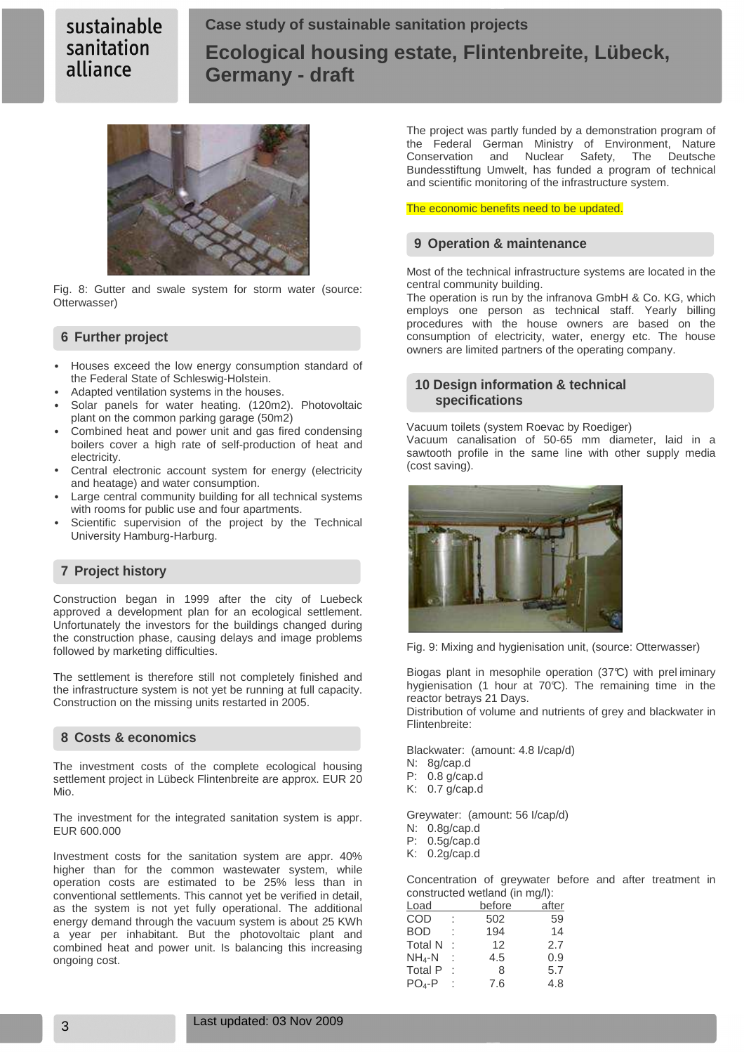Fig. 8: Gutter and swale system for storm water (source: Otterwasser)

## 6 Further project

- Houses exceed the low energy consumption standard of the Federal State of Schleswig-Holstein.
- Adapted ventilation systems in the houses.
- Solar panels for water heating. (120m2). Photovoltaic plant on the common parking garage (50m2)
- Combined heat and power unit and gas fired condensing boilers cover a high rate of self-production of heat and electricity.
- Central electronic account system for energy (electricity and heatage) and water consumption.
- Large central community building for all technical systems with rooms for public use and four apartments.
- Scientific supervision of the project by the Technical University Hamburg-Harburg.

## 7 Project history

Construction began in 1999 after the city of Luebeck approved a development plan for an ecological settlement. Unfortunately the investors for the buildings changed during the construction phase, causing delays and image problems followed by marketing difficulties.

The settlement is therefore still not completely finished and the infrastructure system is not yet be running at full capacity. Construction on the missing units restarted in 2005.

## 8 Costs & economics

The investment costs of the complete ecological housing settlement project in Lübeck Flintenbreite are approx. EUR 20 Mio.

The investment for the integrated sanitation system is appr. EUR 600.000

Investment costs for the sanitation system are appr. 40% higher than for the common wastewater system, while operation costs are estimated to be 25% less than in conventional settlements. This cannot yet be verified in detail, as the system is not yet fully operational. The additional energy demand through the vacuum system is about 25 KWh a year per inhabitant. But the photovoltaic plant and combined heat and power unit. Is balancing this increasing ongoing cost.

The project was partly funded by a demonstration program of the Federal German Ministry of Environment, Nature Conservation and Nuclear Safety, The Deutsche Bundesstiftung Umwelt, has funded a program of technical and scientific monitoring of the infrastructure system.

The economic benefits need to be updated.

## 9 Operation & maintenance

Most of the technical infrastructure systems are located in the central community building.
The operation is run by the infranova GmbH & Co. KG, which employs one person as technical staff. Yearly billing procedures with the house owners are based on the consumption of electricity, water, energy etc. The house owners are limited partners of the operating company.

## 10 Design information & technical specifications

Vacuum toilets (system Roevac by Roediger)
Vacuum canalisation of 50-65 mm diameter, laid in a sawtooth profile in the same line with other supply media (cost saving).

Fig. 9: Mixing and hygienisation unit, (source: Otterwasser)

Biogas plant in mesophile operation (37°C) with preliminary hygienisation (1 hour at 70°C). The remaining time in the reactor betrays 21 Days.
Distribution of volume and nutrients of grey and blackwater in Flintenbreite:

Blackwater: (amount: 4.8 l/cap/d)
N: 8g/cap.d
P: 0.8 g/cap.d
K: 0.7 g/cap.d

Greywater: (amount: 56 l/cap/d)
N: 0.8g/cap.d
P: 0.5g/cap.d
K: 0.2g/cap.d

Concentration of greywater before and after treatment in constructed wetland (in mg/l):

| Load | before | after |
|---|---|---|
| COD : | 502 | 59 |
| BOD : | 194 | 14 |
| Total N : | 12 | 2.7 |
| $NH_4$-N : | 4.5 | 0.9 |
| Total P : | 8 | 5.7 |
| $PO_4$-P : | 7.6 | 4.8 |

Last updated: 03 Nov 2009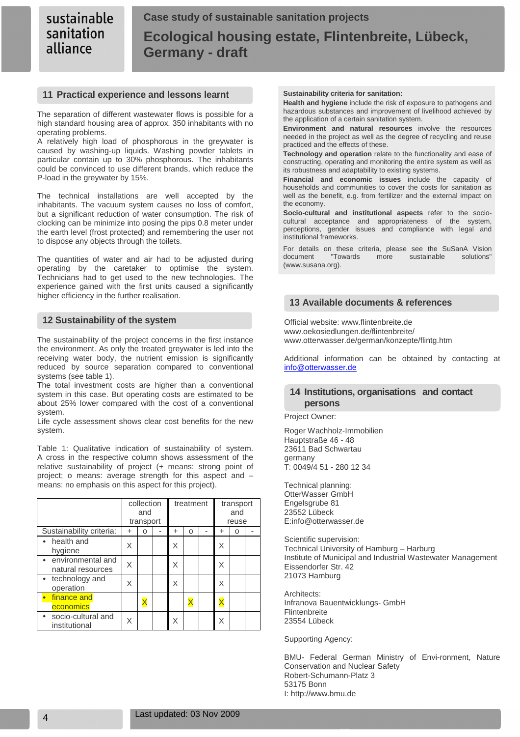## 11 Practical experience and lessons learnt

The separation of different wastewater flows is possible for a high standard housing area of approx. 350 inhabitants with no operating problems.

A relatively high load of phosphorous in the greywater is caused by washing-up liquids. Washing powder tablets in particular contain up to 30% phosphorous. The inhabitants could be convinced to use different brands, which reduce the P-load in the greywater by 15%.

The technical installations are well accepted by the inhabitants. The vacuum system causes no loss of comfort, but a significant reduction of water consumption. The risk of clocking can be minimize into posing the pips 0.8 meter under the earth level (frost protected) and remembering the user not to dispose any objects through the toilets.

The quantities of water and air had to be adjusted during operating by the caretaker to optimise the system. Technicians had to get used to the new technologies. The experience gained with the first units caused a significantly higher efficiency in the further realisation.

## 12 Sustainability of the system

The sustainability of the project concerns in the first instance the environment. As only the treated greywater is led into the receiving water body, the nutrient emission is significantly reduced by source separation compared to conventional systems (see table 1).

The total investment costs are higher than a conventional system in this case. But operating costs are estimated to be about 25% lower compared with the cost of a conventional system.

Life cycle assessment shows clear cost benefits for the new system.

Table 1: Qualitative indication of sustainability of system. A cross in the respective column shows assessment of the relative sustainability of project (+ means: strong point of project; o means: average strength for this aspect and – means: no emphasis on this aspect for this project).

| | collection and transport | | | treatment | | | transport and reuse | | |
|---|---|---|---|---|---|---|---|---|---|
| Sustainability criteria: | + | o | - | + | o | - | + | o | - |
| • health and hygiene | X | | | X | | | X | | |
| • environmental and natural resources | X | | | X | | | X | | |
| • technology and operation | X | | | X | | | X | | |
| • finance and economics | | X | | | X | | X | | |
| • socio-cultural and institutional | X | | | X | | | X | | |

**Sustainability criteria for sanitation:**

**Health and hygiene** include the risk of exposure to pathogens and hazardous substances and improvement of livelihood achieved by the application of a certain sanitation system.

**Environment and natural resources** involve the resources needed in the project as well as the degree of recycling and reuse practiced and the effects of these.

**Technology and operation** relate to the functionality and ease of constructing, operating and monitoring the entire system as well as its robustness and adaptability to existing systems.

**Financial and economic issues** include the capacity of households and communities to cover the costs for sanitation as well as the benefit, e.g. from fertilizer and the external impact on the economy.

**Socio-cultural and institutional aspects** refer to the socio-cultural acceptance and appropriateness of the system, perceptions, gender issues and compliance with legal and institutional frameworks.

For details on these criteria, please see the SuSanA Vision document "Towards more sustainable solutions" (www.susana.org).

## 13 Available documents & references

Official website: www.flintenbreite.de
www.oekosiedlungen.de/flintenbreite/
www.otterwasser.de/german/konzepte/flintg.htm

Additional information can be obtained by contacting at info@otterwasser.de

## 14 Institutions, organisations and contact persons

Project Owner:

Roger Wachholz-Immobilien
Hauptstraße 46 - 48
23611 Bad Schwartau
germany
T: 0049/4 51 - 280 12 34

Technical planning:
OtterWasser GmbH
Engelsgrube 81
23552 Lübeck
E:info@otterwasser.de

Scientific supervision:
Technical University of Hamburg – Harburg
Institute of Municipal and Industrial Wastewater Management
Eissendorfer Str. 42
21073 Hamburg

Architects:
Infranova Bauentwicklungs- GmbH
Flintenbreite
23554 Lübeck

Supporting Agency:

BMU- Federal German Ministry of Envi-ronment, Nature Conservation and Nuclear Safety
Robert-Schumann-Platz 3
53175 Bonn
I: http://www.bmu.de

Last updated: 03 Nov 2009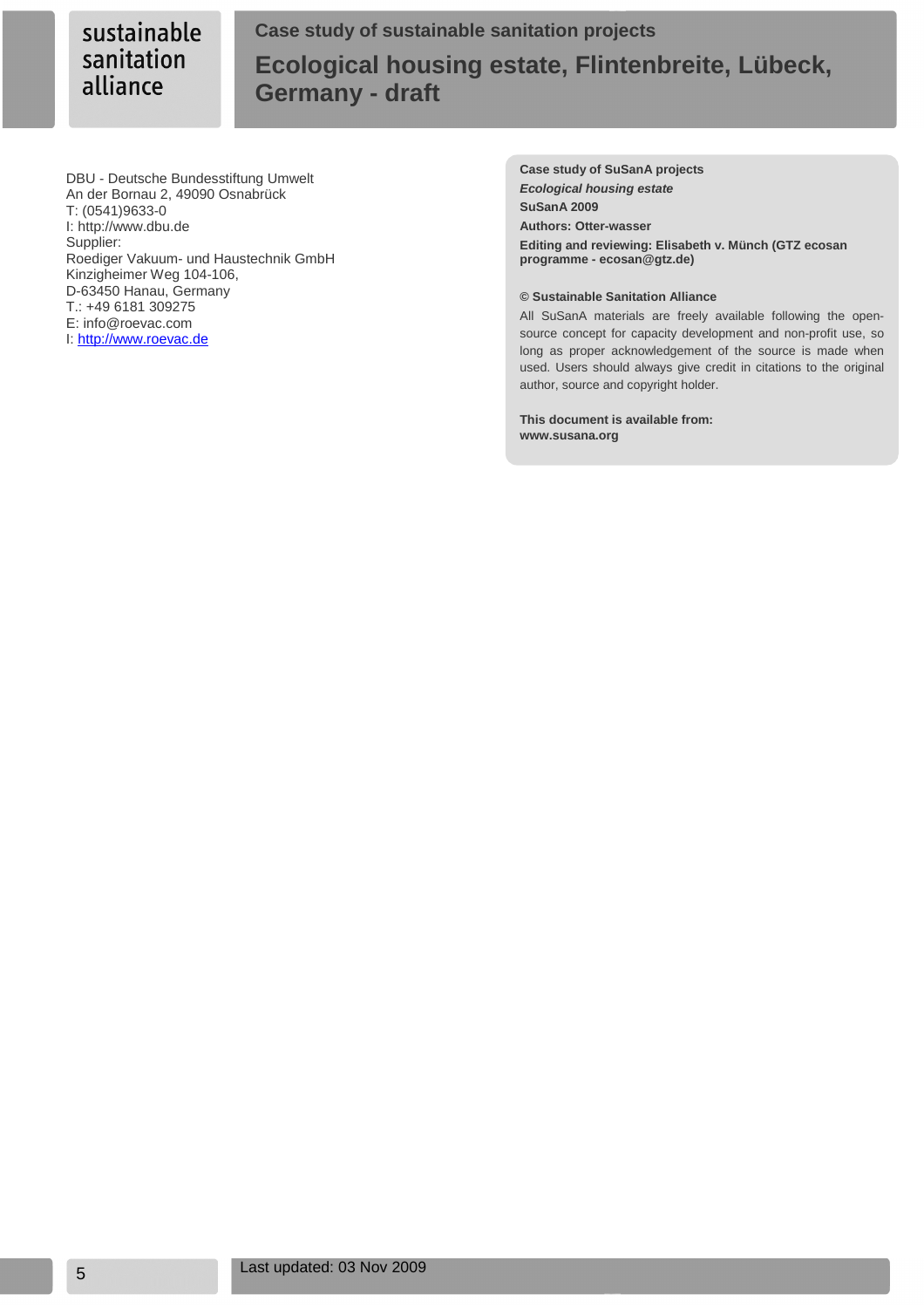DBU - Deutsche Bundesstiftung Umwelt
An der Bornau 2, 49090 Osnabrück
T: (0541)9633-0
I: http://www.dbu.de
Supplier:
Roediger Vakuum- und Haustechnik GmbH
Kinzigheimer Weg 104-106,
D-63450 Hanau, Germany
T.: +49 6181 309275
E: info@roevac.com
I: http://www.roevac.de

**Case study of SuSanA projects**

***Ecological housing estate***

**SuSanA 2009**

**Authors: Otter-wasser**

**Editing and reviewing: Elisabeth v. Münch (GTZ ecosan programme - ecosan@gtz.de)**

**© Sustainable Sanitation Alliance**

All SuSanA materials are freely available following the open-source concept for capacity development and non-profit use, so long as proper acknowledgement of the source is made when used. Users should always give credit in citations to the original author, source and copyright holder.

**This document is available from:**
**www.susana.org**

Last updated: 03 Nov 2009